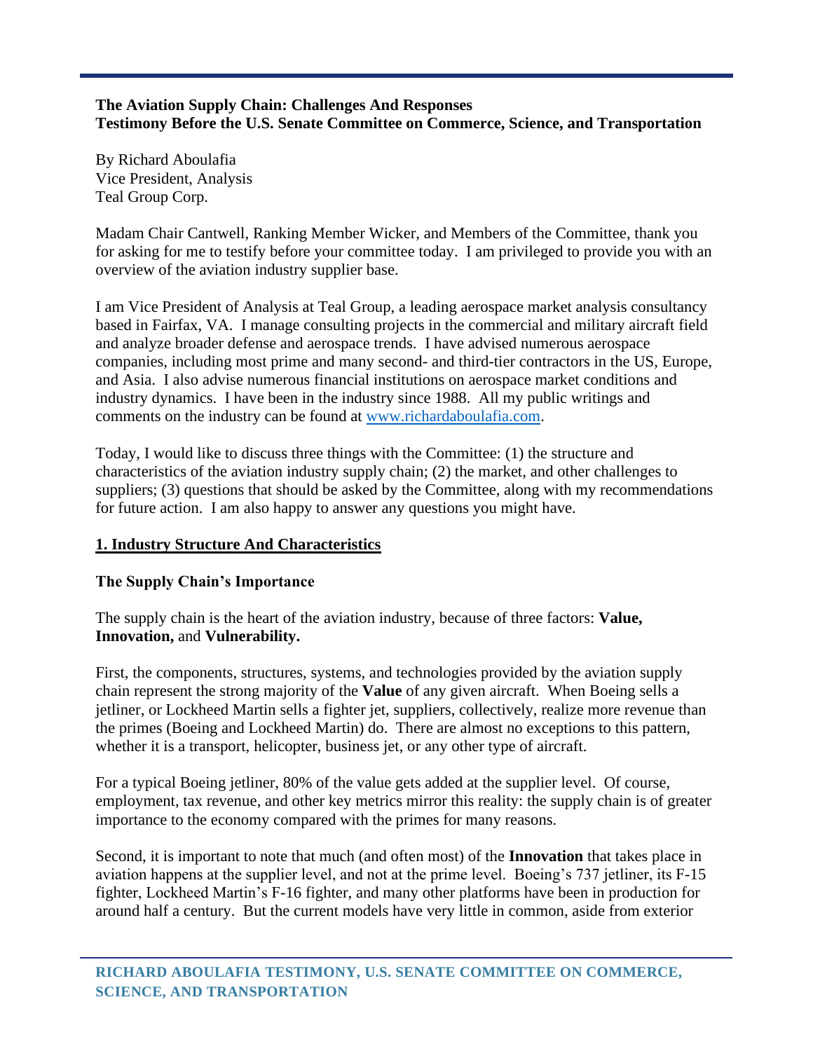**The Aviation Supply Chain: Challenges And Responses**
**Testimony Before the U.S. Senate Committee on Commerce, Science, and Transportation**

By Richard Aboulafia
Vice President, Analysis
Teal Group Corp.

Madam Chair Cantwell, Ranking Member Wicker, and Members of the Committee, thank you for asking for me to testify before your committee today. I am privileged to provide you with an overview of the aviation industry supplier base.

I am Vice President of Analysis at Teal Group, a leading aerospace market analysis consultancy based in Fairfax, VA. I manage consulting projects in the commercial and military aircraft field and analyze broader defense and aerospace trends. I have advised numerous aerospace companies, including most prime and many second- and third-tier contractors in the US, Europe, and Asia. I also advise numerous financial institutions on aerospace market conditions and industry dynamics. I have been in the industry since 1988. All my public writings and comments on the industry can be found at www.richardaboulafia.com.

Today, I would like to discuss three things with the Committee: (1) the structure and characteristics of the aviation industry supply chain; (2) the market, and other challenges to suppliers; (3) questions that should be asked by the Committee, along with my recommendations for future action. I am also happy to answer any questions you might have.

## 1. Industry Structure And Characteristics

### The Supply Chain's Importance

The supply chain is the heart of the aviation industry, because of three factors: **Value, Innovation,** and **Vulnerability.**

First, the components, structures, systems, and technologies provided by the aviation supply chain represent the strong majority of the **Value** of any given aircraft. When Boeing sells a jetliner, or Lockheed Martin sells a fighter jet, suppliers, collectively, realize more revenue than the primes (Boeing and Lockheed Martin) do. There are almost no exceptions to this pattern, whether it is a transport, helicopter, business jet, or any other type of aircraft.

For a typical Boeing jetliner, 80% of the value gets added at the supplier level. Of course, employment, tax revenue, and other key metrics mirror this reality: the supply chain is of greater importance to the economy compared with the primes for many reasons.

Second, it is important to note that much (and often most) of the **Innovation** that takes place in aviation happens at the supplier level, and not at the prime level. Boeing's 737 jetliner, its F-15 fighter, Lockheed Martin's F-16 fighter, and many other platforms have been in production for around half a century. But the current models have very little in common, aside from exterior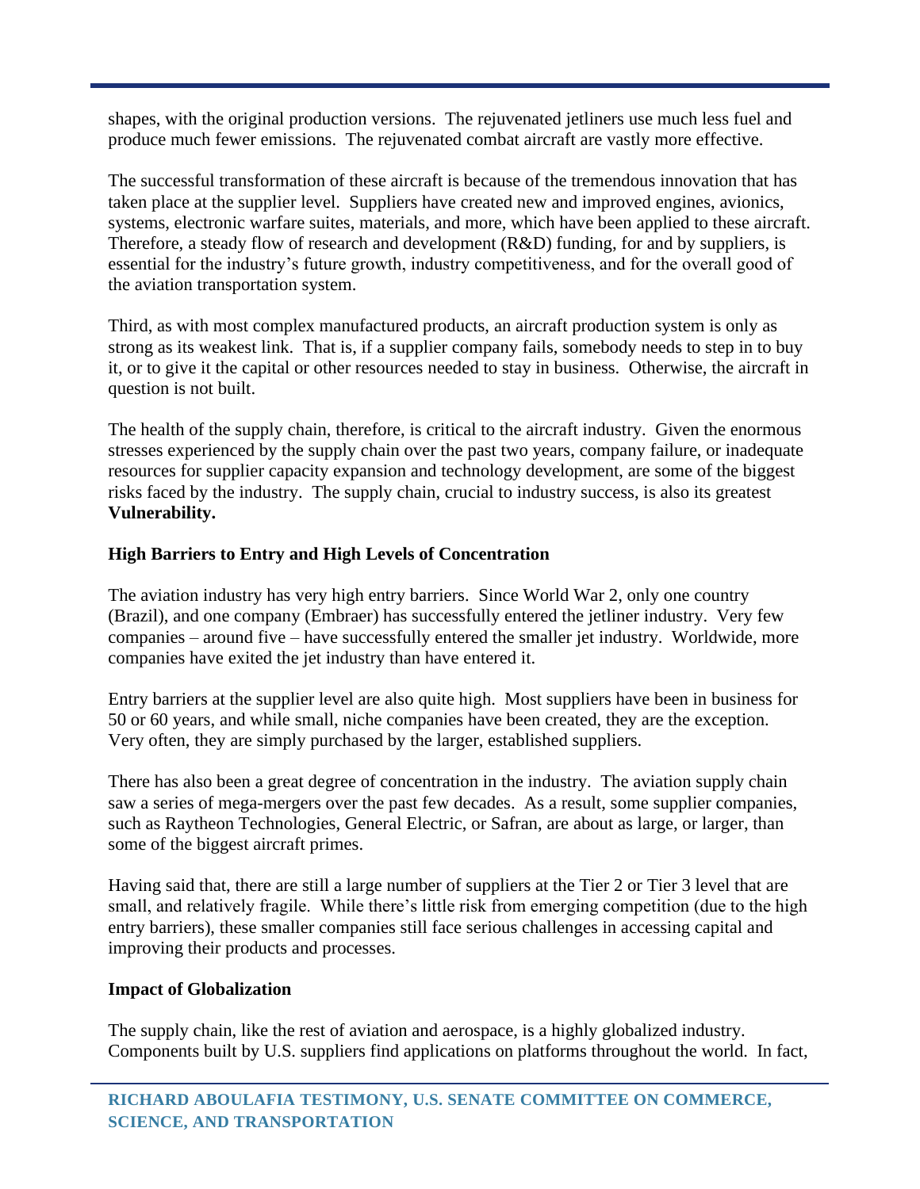shapes, with the original production versions. The rejuvenated jetliners use much less fuel and produce much fewer emissions. The rejuvenated combat aircraft are vastly more effective.

The successful transformation of these aircraft is because of the tremendous innovation that has taken place at the supplier level. Suppliers have created new and improved engines, avionics, systems, electronic warfare suites, materials, and more, which have been applied to these aircraft. Therefore, a steady flow of research and development (R&D) funding, for and by suppliers, is essential for the industry's future growth, industry competitiveness, and for the overall good of the aviation transportation system.

Third, as with most complex manufactured products, an aircraft production system is only as strong as its weakest link. That is, if a supplier company fails, somebody needs to step in to buy it, or to give it the capital or other resources needed to stay in business. Otherwise, the aircraft in question is not built.

The health of the supply chain, therefore, is critical to the aircraft industry. Given the enormous stresses experienced by the supply chain over the past two years, company failure, or inadequate resources for supplier capacity expansion and technology development, are some of the biggest risks faced by the industry. The supply chain, crucial to industry success, is also its greatest **Vulnerability.**

**High Barriers to Entry and High Levels of Concentration**

The aviation industry has very high entry barriers. Since World War 2, only one country (Brazil), and one company (Embraer) has successfully entered the jetliner industry. Very few companies – around five – have successfully entered the smaller jet industry. Worldwide, more companies have exited the jet industry than have entered it.

Entry barriers at the supplier level are also quite high. Most suppliers have been in business for 50 or 60 years, and while small, niche companies have been created, they are the exception. Very often, they are simply purchased by the larger, established suppliers.

There has also been a great degree of concentration in the industry. The aviation supply chain saw a series of mega-mergers over the past few decades. As a result, some supplier companies, such as Raytheon Technologies, General Electric, or Safran, are about as large, or larger, than some of the biggest aircraft primes.

Having said that, there are still a large number of suppliers at the Tier 2 or Tier 3 level that are small, and relatively fragile. While there's little risk from emerging competition (due to the high entry barriers), these smaller companies still face serious challenges in accessing capital and improving their products and processes.

**Impact of Globalization**

The supply chain, like the rest of aviation and aerospace, is a highly globalized industry. Components built by U.S. suppliers find applications on platforms throughout the world. In fact,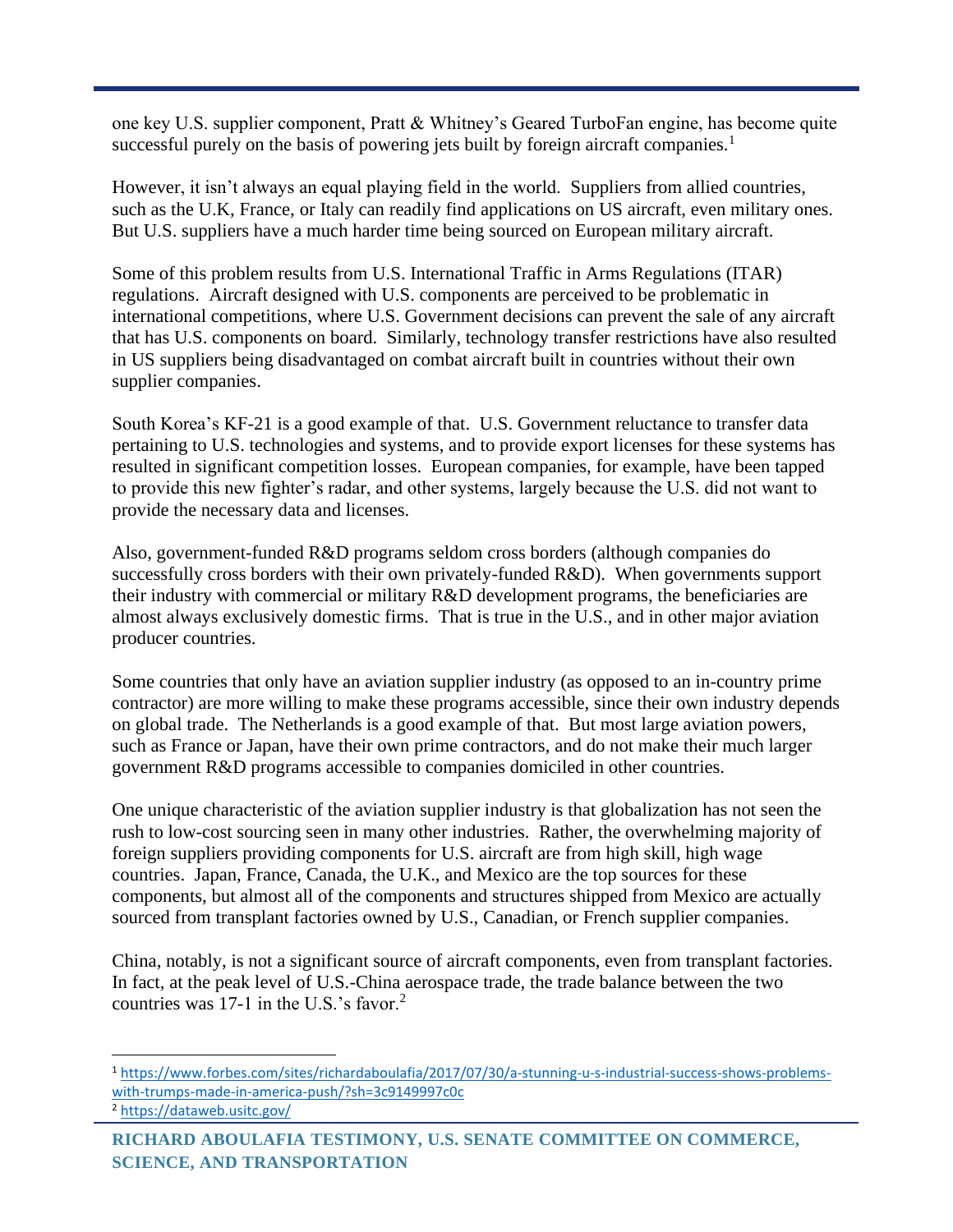one key U.S. supplier component, Pratt & Whitney's Geared TurboFan engine, has become quite successful purely on the basis of powering jets built by foreign aircraft companies.[1]

However, it isn't always an equal playing field in the world. Suppliers from allied countries, such as the U.K, France, or Italy can readily find applications on US aircraft, even military ones. But U.S. suppliers have a much harder time being sourced on European military aircraft.

Some of this problem results from U.S. International Traffic in Arms Regulations (ITAR) regulations. Aircraft designed with U.S. components are perceived to be problematic in international competitions, where U.S. Government decisions can prevent the sale of any aircraft that has U.S. components on board. Similarly, technology transfer restrictions have also resulted in US suppliers being disadvantaged on combat aircraft built in countries without their own supplier companies.

South Korea's KF-21 is a good example of that. U.S. Government reluctance to transfer data pertaining to U.S. technologies and systems, and to provide export licenses for these systems has resulted in significant competition losses. European companies, for example, have been tapped to provide this new fighter's radar, and other systems, largely because the U.S. did not want to provide the necessary data and licenses.

Also, government-funded R&D programs seldom cross borders (although companies do successfully cross borders with their own privately-funded R&D). When governments support their industry with commercial or military R&D development programs, the beneficiaries are almost always exclusively domestic firms. That is true in the U.S., and in other major aviation producer countries.

Some countries that only have an aviation supplier industry (as opposed to an in-country prime contractor) are more willing to make these programs accessible, since their own industry depends on global trade. The Netherlands is a good example of that. But most large aviation powers, such as France or Japan, have their own prime contractors, and do not make their much larger government R&D programs accessible to companies domiciled in other countries.

One unique characteristic of the aviation supplier industry is that globalization has not seen the rush to low-cost sourcing seen in many other industries. Rather, the overwhelming majority of foreign suppliers providing components for U.S. aircraft are from high skill, high wage countries. Japan, France, Canada, the U.K., and Mexico are the top sources for these components, but almost all of the components and structures shipped from Mexico are actually sourced from transplant factories owned by U.S., Canadian, or French supplier companies.

China, notably, is not a significant source of aircraft components, even from transplant factories. In fact, at the peak level of U.S.-China aerospace trade, the trade balance between the two countries was 17-1 in the U.S.'s favor.[2]

---

[1] https://www.forbes.com/sites/richardaboulafia/2017/07/30/a-stunning-u-s-industrial-success-shows-problems-with-trumps-made-in-america-push/?sh=3c9149997c0c

[2] https://dataweb.usitc.gov/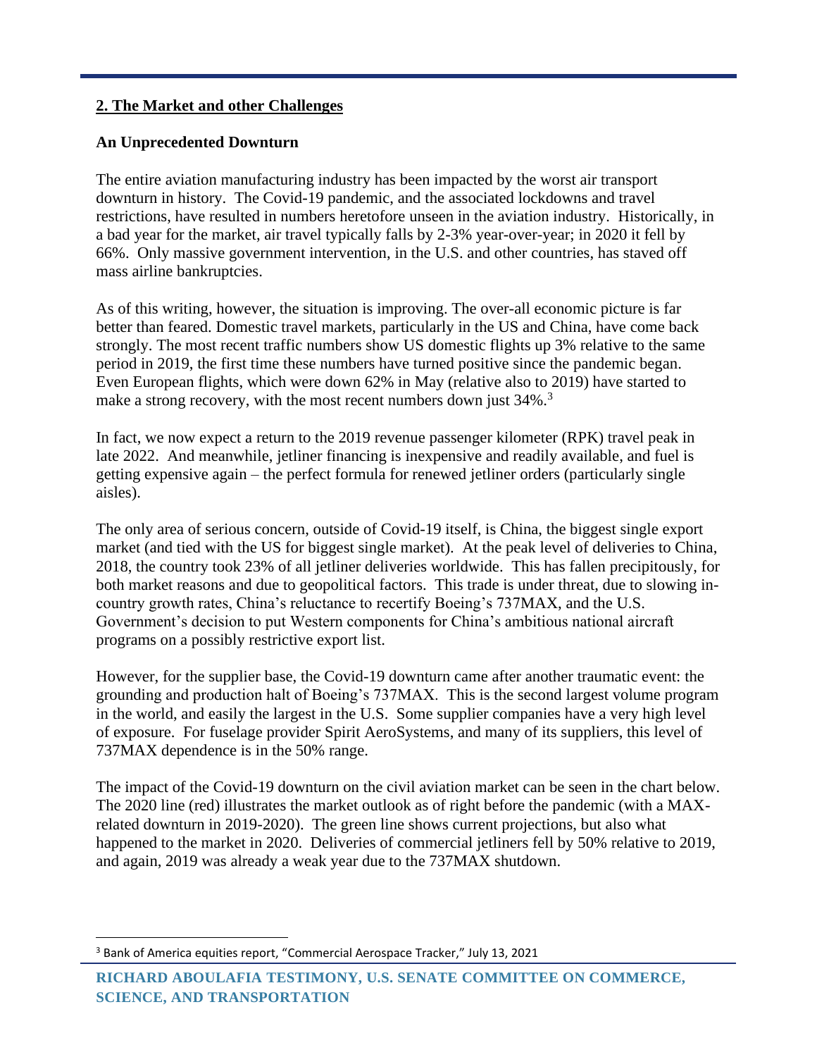## 2. The Market and other Challenges

### An Unprecedented Downturn

The entire aviation manufacturing industry has been impacted by the worst air transport downturn in history. The Covid-19 pandemic, and the associated lockdowns and travel restrictions, have resulted in numbers heretofore unseen in the aviation industry. Historically, in a bad year for the market, air travel typically falls by 2-3% year-over-year; in 2020 it fell by 66%. Only massive government intervention, in the U.S. and other countries, has staved off mass airline bankruptcies.

As of this writing, however, the situation is improving. The over-all economic picture is far better than feared. Domestic travel markets, particularly in the US and China, have come back strongly. The most recent traffic numbers show US domestic flights up 3% relative to the same period in 2019, the first time these numbers have turned positive since the pandemic began. Even European flights, which were down 62% in May (relative also to 2019) have started to make a strong recovery, with the most recent numbers down just 34%.[3]

In fact, we now expect a return to the 2019 revenue passenger kilometer (RPK) travel peak in late 2022. And meanwhile, jetliner financing is inexpensive and readily available, and fuel is getting expensive again – the perfect formula for renewed jetliner orders (particularly single aisles).

The only area of serious concern, outside of Covid-19 itself, is China, the biggest single export market (and tied with the US for biggest single market). At the peak level of deliveries to China, 2018, the country took 23% of all jetliner deliveries worldwide. This has fallen precipitously, for both market reasons and due to geopolitical factors. This trade is under threat, due to slowing in-country growth rates, China's reluctance to recertify Boeing's 737MAX, and the U.S. Government's decision to put Western components for China's ambitious national aircraft programs on a possibly restrictive export list.

However, for the supplier base, the Covid-19 downturn came after another traumatic event: the grounding and production halt of Boeing's 737MAX. This is the second largest volume program in the world, and easily the largest in the U.S. Some supplier companies have a very high level of exposure. For fuselage provider Spirit AeroSystems, and many of its suppliers, this level of 737MAX dependence is in the 50% range.

The impact of the Covid-19 downturn on the civil aviation market can be seen in the chart below. The 2020 line (red) illustrates the market outlook as of right before the pandemic (with a MAX-related downturn in 2019-2020). The green line shows current projections, but also what happened to the market in 2020. Deliveries of commercial jetliners fell by 50% relative to 2019, and again, 2019 was already a weak year due to the 737MAX shutdown.

[3] Bank of America equities report, "Commercial Aerospace Tracker," July 13, 2021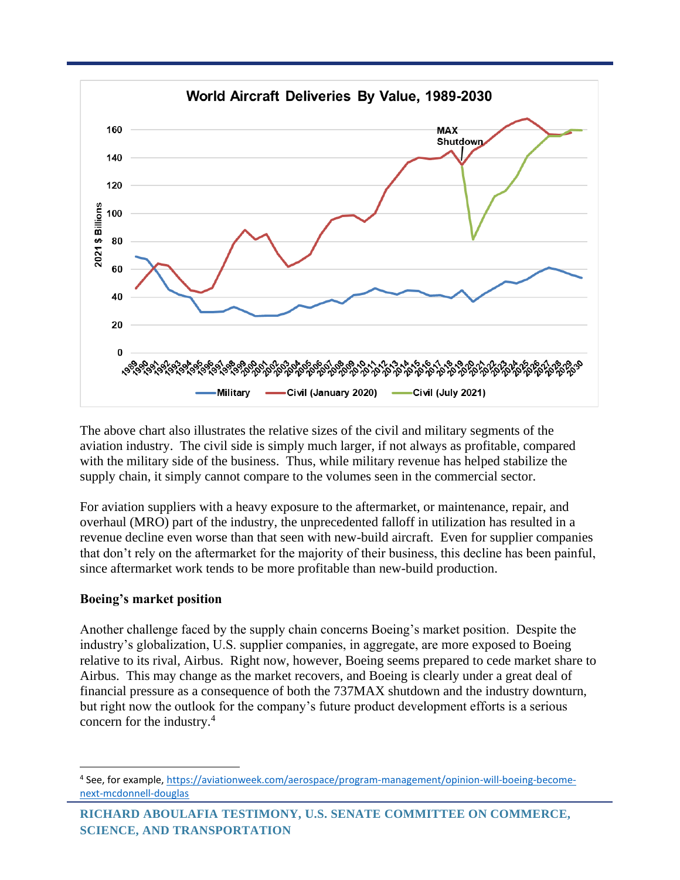**World Aircraft Deliveries By Value, 1989-2030**

The above chart also illustrates the relative sizes of the civil and military segments of the aviation industry. The civil side is simply much larger, if not always as profitable, compared with the military side of the business. Thus, while military revenue has helped stabilize the supply chain, it simply cannot compare to the volumes seen in the commercial sector.

For aviation suppliers with a heavy exposure to the aftermarket, or maintenance, repair, and overhaul (MRO) part of the industry, the unprecedented falloff in utilization has resulted in a revenue decline even worse than that seen with new-build aircraft. Even for supplier companies that don't rely on the aftermarket for the majority of their business, this decline has been painful, since aftermarket work tends to be more profitable than new-build production.

**Boeing's market position**

Another challenge faced by the supply chain concerns Boeing's market position. Despite the industry's globalization, U.S. supplier companies, in aggregate, are more exposed to Boeing relative to its rival, Airbus. Right now, however, Boeing seems prepared to cede market share to Airbus. This may change as the market recovers, and Boeing is clearly under a great deal of financial pressure as a consequence of both the 737MAX shutdown and the industry downturn, but right now the outlook for the company's future product development efforts is a serious concern for the industry.[4]

---

[4] See, for example, https://aviationweek.com/aerospace/program-management/opinion-will-boeing-become-next-mcdonnell-douglas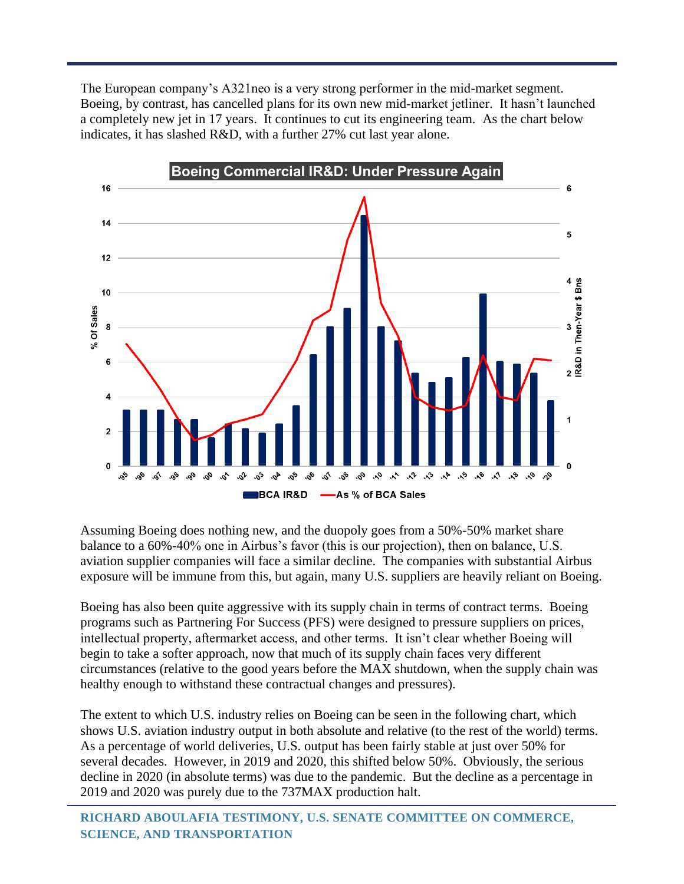The European company's A321neo is a very strong performer in the mid-market segment. Boeing, by contrast, has cancelled plans for its own new mid-market jetliner. It hasn't launched a completely new jet in 17 years. It continues to cut its engineering team. As the chart below indicates, it has slashed R&D, with a further 27% cut last year alone.

**Boeing Commercial IR&D: Under Pressure Again**

Assuming Boeing does nothing new, and the duopoly goes from a 50%-50% market share balance to a 60%-40% one in Airbus's favor (this is our projection), then on balance, U.S. aviation supplier companies will face a similar decline. The companies with substantial Airbus exposure will be immune from this, but again, many U.S. suppliers are heavily reliant on Boeing.

Boeing has also been quite aggressive with its supply chain in terms of contract terms. Boeing programs such as Partnering For Success (PFS) were designed to pressure suppliers on prices, intellectual property, aftermarket access, and other terms. It isn't clear whether Boeing will begin to take a softer approach, now that much of its supply chain faces very different circumstances (relative to the good years before the MAX shutdown, when the supply chain was healthy enough to withstand these contractual changes and pressures).

The extent to which U.S. industry relies on Boeing can be seen in the following chart, which shows U.S. aviation industry output in both absolute and relative (to the rest of the world) terms. As a percentage of world deliveries, U.S. output has been fairly stable at just over 50% for several decades. However, in 2019 and 2020, this shifted below 50%. Obviously, the serious decline in 2020 (in absolute terms) was due to the pandemic. But the decline as a percentage in 2019 and 2020 was purely due to the 737MAX production halt.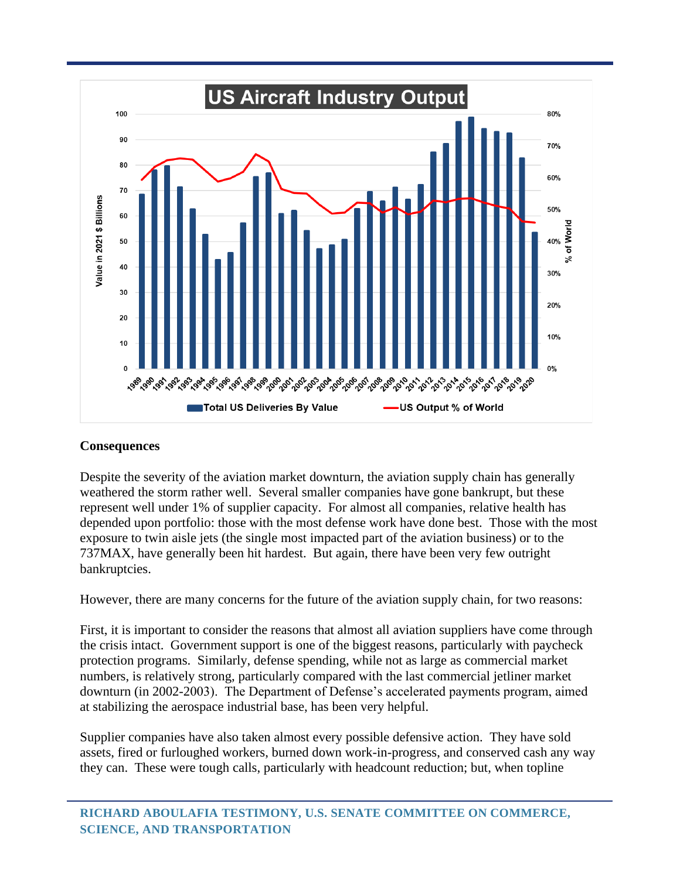**Consequences**

Despite the severity of the aviation market downturn, the aviation supply chain has generally weathered the storm rather well. Several smaller companies have gone bankrupt, but these represent well under 1% of supplier capacity. For almost all companies, relative health has depended upon portfolio: those with the most defense work have done best. Those with the most exposure to twin aisle jets (the single most impacted part of the aviation business) or to the 737MAX, have generally been hit hardest. But again, there have been very few outright bankruptcies.

However, there are many concerns for the future of the aviation supply chain, for two reasons:

First, it is important to consider the reasons that almost all aviation suppliers have come through the crisis intact. Government support is one of the biggest reasons, particularly with paycheck protection programs. Similarly, defense spending, while not as large as commercial market numbers, is relatively strong, particularly compared with the last commercial jetliner market downturn (in 2002-2003). The Department of Defense's accelerated payments program, aimed at stabilizing the aerospace industrial base, has been very helpful.

Supplier companies have also taken almost every possible defensive action. They have sold assets, fired or furloughed workers, burned down work-in-progress, and conserved cash any way they can. These were tough calls, particularly with headcount reduction; but, when topline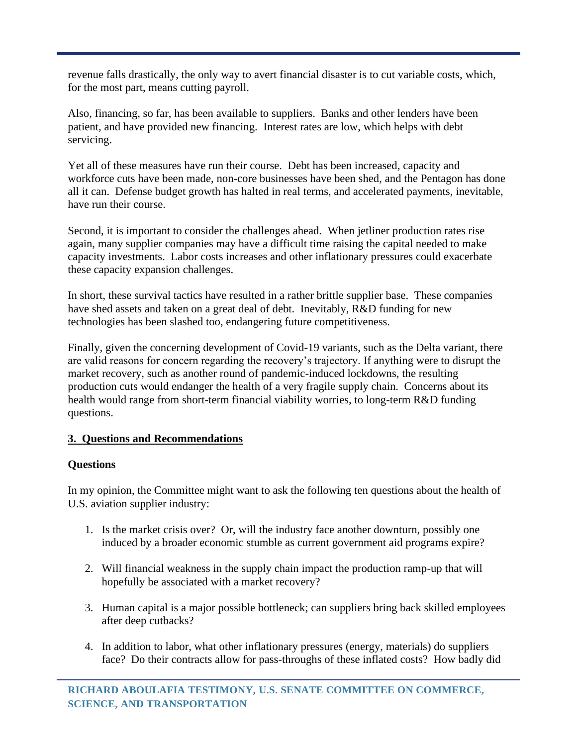revenue falls drastically, the only way to avert financial disaster is to cut variable costs, which, for the most part, means cutting payroll.

Also, financing, so far, has been available to suppliers. Banks and other lenders have been patient, and have provided new financing. Interest rates are low, which helps with debt servicing.

Yet all of these measures have run their course. Debt has been increased, capacity and workforce cuts have been made, non-core businesses have been shed, and the Pentagon has done all it can. Defense budget growth has halted in real terms, and accelerated payments, inevitable, have run their course.

Second, it is important to consider the challenges ahead. When jetliner production rates rise again, many supplier companies may have a difficult time raising the capital needed to make capacity investments. Labor costs increases and other inflationary pressures could exacerbate these capacity expansion challenges.

In short, these survival tactics have resulted in a rather brittle supplier base. These companies have shed assets and taken on a great deal of debt. Inevitably, R&D funding for new technologies has been slashed too, endangering future competitiveness.

Finally, given the concerning development of Covid-19 variants, such as the Delta variant, there are valid reasons for concern regarding the recovery's trajectory. If anything were to disrupt the market recovery, such as another round of pandemic-induced lockdowns, the resulting production cuts would endanger the health of a very fragile supply chain. Concerns about its health would range from short-term financial viability worries, to long-term R&D funding questions.

## 3. Questions and Recommendations

### Questions

In my opinion, the Committee might want to ask the following ten questions about the health of U.S. aviation supplier industry:

1. Is the market crisis over? Or, will the industry face another downturn, possibly one induced by a broader economic stumble as current government aid programs expire?

2. Will financial weakness in the supply chain impact the production ramp-up that will hopefully be associated with a market recovery?

3. Human capital is a major possible bottleneck; can suppliers bring back skilled employees after deep cutbacks?

4. In addition to labor, what other inflationary pressures (energy, materials) do suppliers face? Do their contracts allow for pass-throughs of these inflated costs? How badly did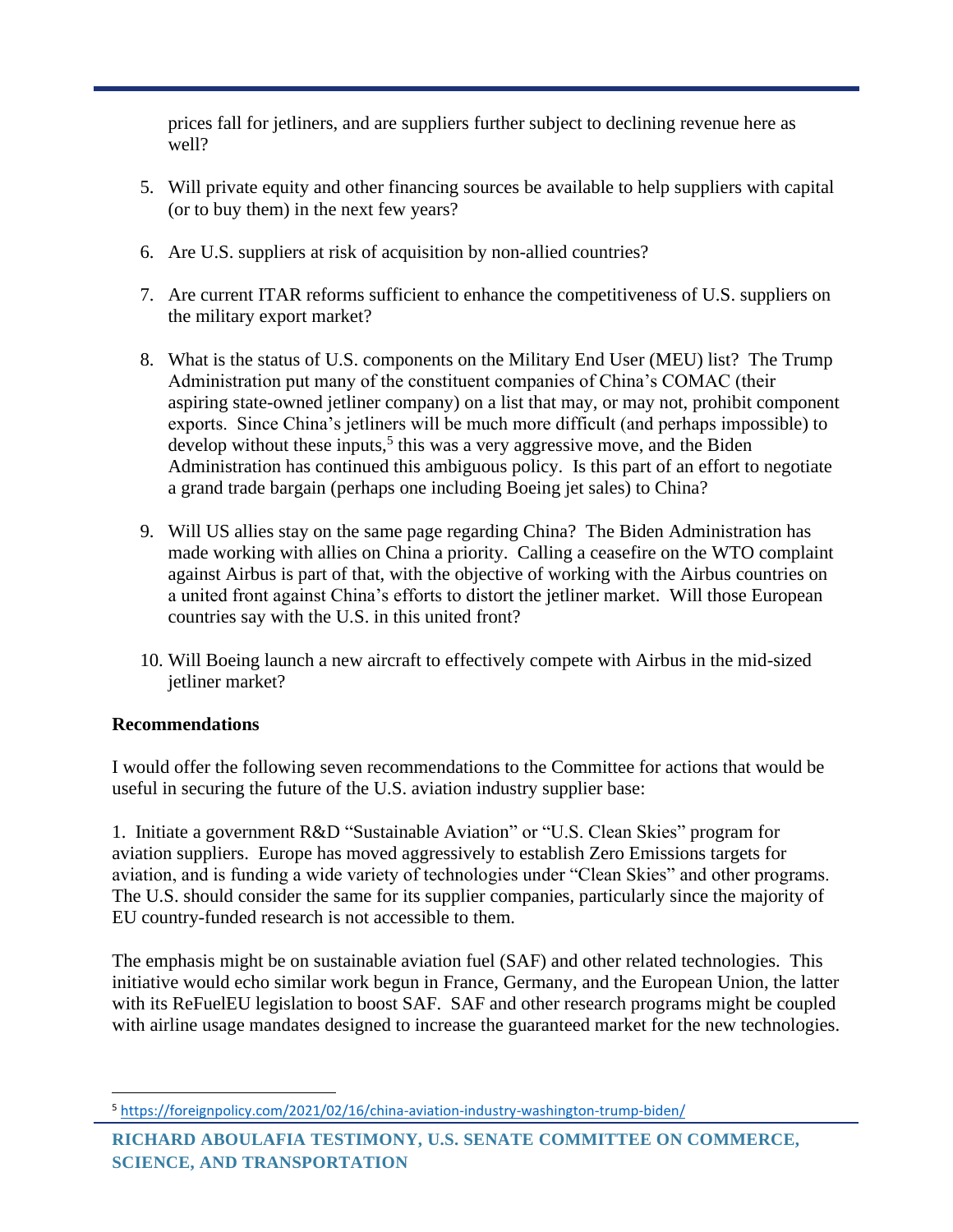prices fall for jetliners, and are suppliers further subject to declining revenue here as well?

5. Will private equity and other financing sources be available to help suppliers with capital (or to buy them) in the next few years?

6. Are U.S. suppliers at risk of acquisition by non-allied countries?

7. Are current ITAR reforms sufficient to enhance the competitiveness of U.S. suppliers on the military export market?

8. What is the status of U.S. components on the Military End User (MEU) list? The Trump Administration put many of the constituent companies of China's COMAC (their aspiring state-owned jetliner company) on a list that may, or may not, prohibit component exports. Since China's jetliners will be much more difficult (and perhaps impossible) to develop without these inputs,[5] this was a very aggressive move, and the Biden Administration has continued this ambiguous policy. Is this part of an effort to negotiate a grand trade bargain (perhaps one including Boeing jet sales) to China?

9. Will US allies stay on the same page regarding China? The Biden Administration has made working with allies on China a priority. Calling a ceasefire on the WTO complaint against Airbus is part of that, with the objective of working with the Airbus countries on a united front against China's efforts to distort the jetliner market. Will those European countries say with the U.S. in this united front?

10. Will Boeing launch a new aircraft to effectively compete with Airbus in the mid-sized jetliner market?

**Recommendations**

I would offer the following seven recommendations to the Committee for actions that would be useful in securing the future of the U.S. aviation industry supplier base:

1. Initiate a government R&D "Sustainable Aviation" or "U.S. Clean Skies" program for aviation suppliers. Europe has moved aggressively to establish Zero Emissions targets for aviation, and is funding a wide variety of technologies under "Clean Skies" and other programs. The U.S. should consider the same for its supplier companies, particularly since the majority of EU country-funded research is not accessible to them.

The emphasis might be on sustainable aviation fuel (SAF) and other related technologies. This initiative would echo similar work begun in France, Germany, and the European Union, the latter with its ReFuelEU legislation to boost SAF. SAF and other research programs might be coupled with airline usage mandates designed to increase the guaranteed market for the new technologies.

---

[5] https://foreignpolicy.com/2021/02/16/china-aviation-industry-washington-trump-biden/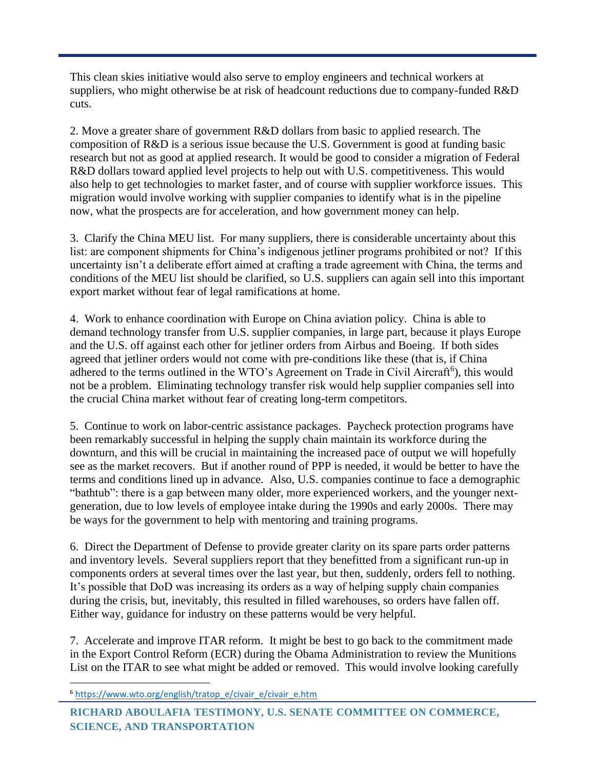This clean skies initiative would also serve to employ engineers and technical workers at suppliers, who might otherwise be at risk of headcount reductions due to company-funded R&D cuts.

2. Move a greater share of government R&D dollars from basic to applied research. The composition of R&D is a serious issue because the U.S. Government is good at funding basic research but not as good at applied research. It would be good to consider a migration of Federal R&D dollars toward applied level projects to help out with U.S. competitiveness. This would also help to get technologies to market faster, and of course with supplier workforce issues. This migration would involve working with supplier companies to identify what is in the pipeline now, what the prospects are for acceleration, and how government money can help.

3. Clarify the China MEU list. For many suppliers, there is considerable uncertainty about this list: are component shipments for China's indigenous jetliner programs prohibited or not? If this uncertainty isn't a deliberate effort aimed at crafting a trade agreement with China, the terms and conditions of the MEU list should be clarified, so U.S. suppliers can again sell into this important export market without fear of legal ramifications at home.

4. Work to enhance coordination with Europe on China aviation policy. China is able to demand technology transfer from U.S. supplier companies, in large part, because it plays Europe and the U.S. off against each other for jetliner orders from Airbus and Boeing. If both sides agreed that jetliner orders would not come with pre-conditions like these (that is, if China adhered to the terms outlined in the WTO's Agreement on Trade in Civil Aircraft[6]), this would not be a problem. Eliminating technology transfer risk would help supplier companies sell into the crucial China market without fear of creating long-term competitors.

5. Continue to work on labor-centric assistance packages. Paycheck protection programs have been remarkably successful in helping the supply chain maintain its workforce during the downturn, and this will be crucial in maintaining the increased pace of output we will hopefully see as the market recovers. But if another round of PPP is needed, it would be better to have the terms and conditions lined up in advance. Also, U.S. companies continue to face a demographic "bathtub": there is a gap between many older, more experienced workers, and the younger next-generation, due to low levels of employee intake during the 1990s and early 2000s. There may be ways for the government to help with mentoring and training programs.

6. Direct the Department of Defense to provide greater clarity on its spare parts order patterns and inventory levels. Several suppliers report that they benefitted from a significant run-up in components orders at several times over the last year, but then, suddenly, orders fell to nothing. It's possible that DoD was increasing its orders as a way of helping supply chain companies during the crisis, but, inevitably, this resulted in filled warehouses, so orders have fallen off. Either way, guidance for industry on these patterns would be very helpful.

7. Accelerate and improve ITAR reform. It might be best to go back to the commitment made in the Export Control Reform (ECR) during the Obama Administration to review the Munitions List on the ITAR to see what might be added or removed. This would involve looking carefully

[6] https://www.wto.org/english/tratop_e/civair_e/civair_e.htm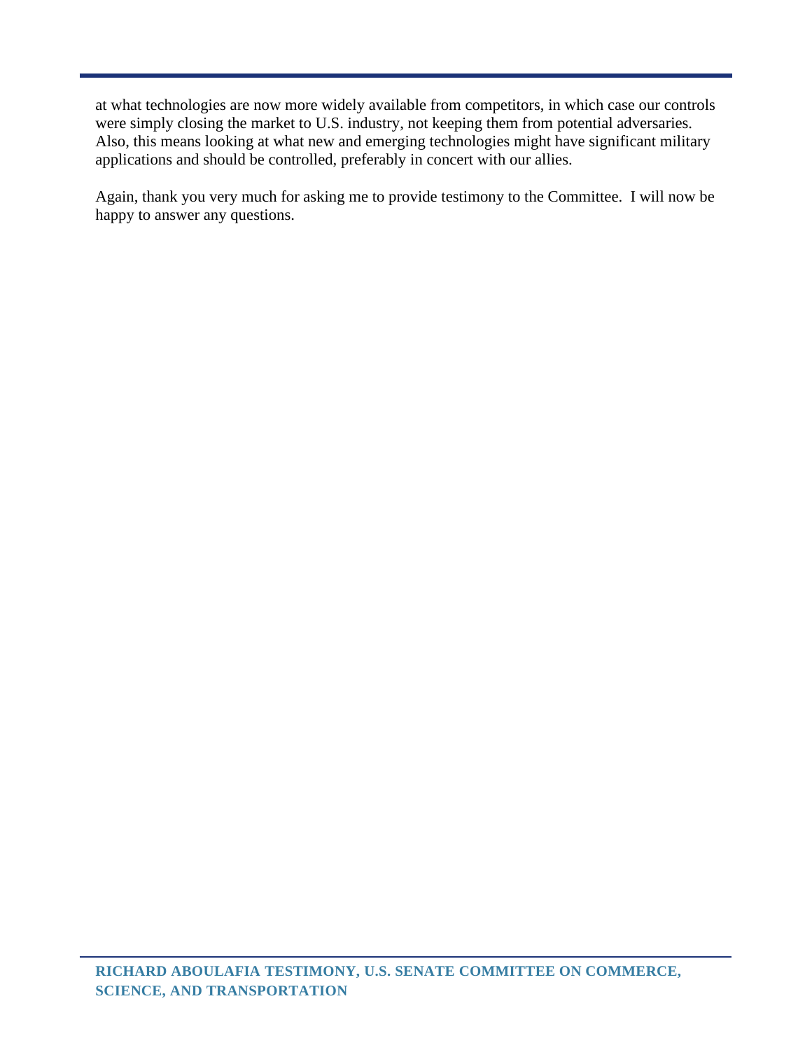at what technologies are now more widely available from competitors, in which case our controls were simply closing the market to U.S. industry, not keeping them from potential adversaries. Also, this means looking at what new and emerging technologies might have significant military applications and should be controlled, preferably in concert with our allies.

Again, thank you very much for asking me to provide testimony to the Committee. I will now be happy to answer any questions.